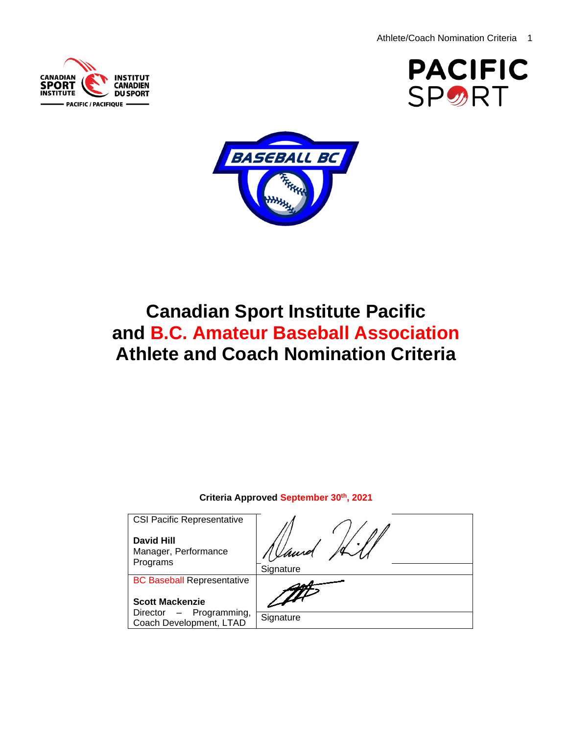# Canadian Sport Institute Pacific and B.C. Amateur Baseball Association Athlete and Coach Nomination Criteria

**Criteria Approved September 30th, 2021**

| | |
|---|---|
| CSI Pacific Representative<br><br>**David Hill**<br>Manager, Performance Programs | Signature |
| BC Baseball Representative<br><br>**Scott Mackenzie**<br>Director – Programming, Coach Development, LTAD | Signature |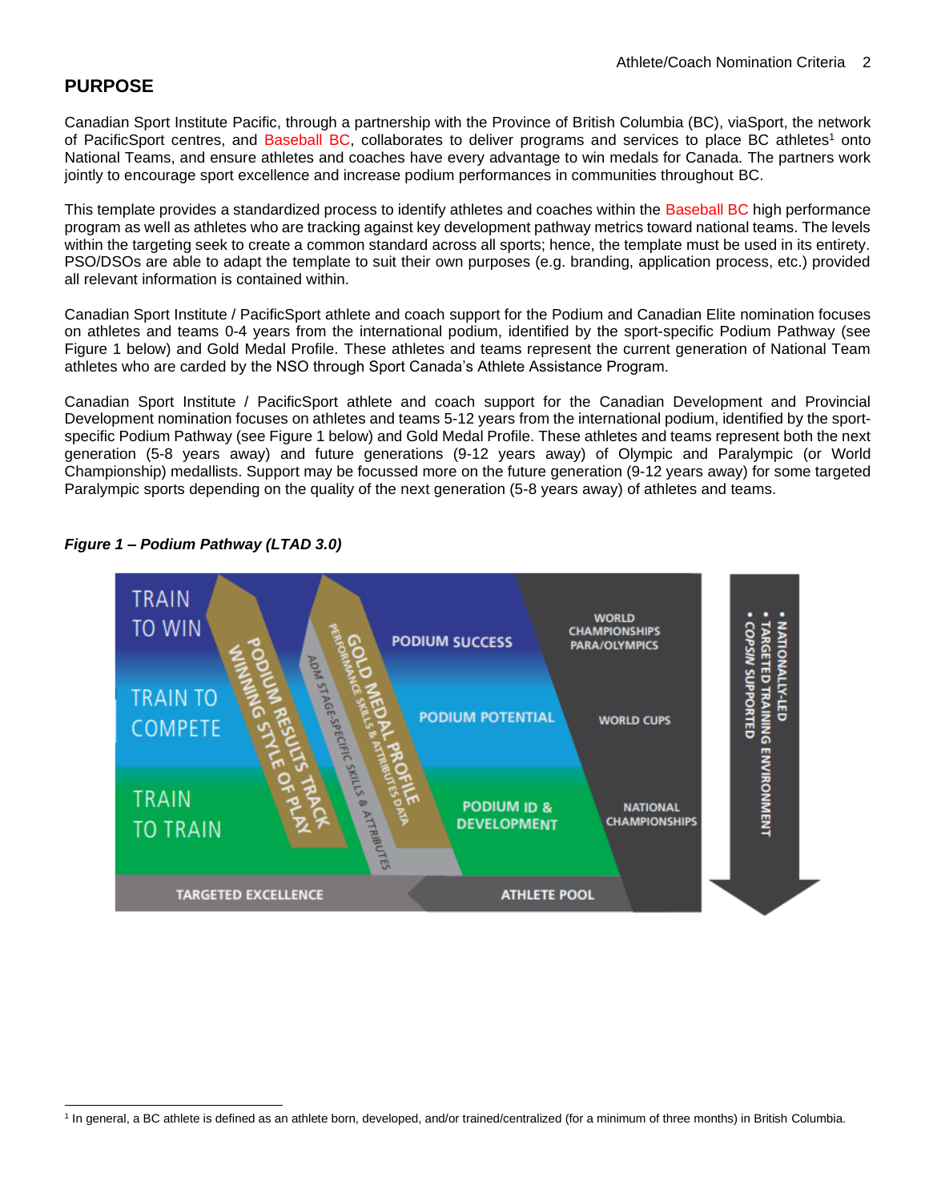## PURPOSE

Canadian Sport Institute Pacific, through a partnership with the Province of British Columbia (BC), viaSport, the network of PacificSport centres, and Baseball BC, collaborates to deliver programs and services to place BC athletes[1] onto National Teams, and ensure athletes and coaches have every advantage to win medals for Canada. The partners work jointly to encourage sport excellence and increase podium performances in communities throughout BC.

This template provides a standardized process to identify athletes and coaches within the Baseball BC high performance program as well as athletes who are tracking against key development pathway metrics toward national teams. The levels within the targeting seek to create a common standard across all sports; hence, the template must be used in its entirety. PSO/DSOs are able to adapt the template to suit their own purposes (e.g. branding, application process, etc.) provided all relevant information is contained within.

Canadian Sport Institute / PacificSport athlete and coach support for the Podium and Canadian Elite nomination focuses on athletes and teams 0-4 years from the international podium, identified by the sport-specific Podium Pathway (see Figure 1 below) and Gold Medal Profile. These athletes and teams represent the current generation of National Team athletes who are carded by the NSO through Sport Canada's Athlete Assistance Program.

Canadian Sport Institute / PacificSport athlete and coach support for the Canadian Development and Provincial Development nomination focuses on athletes and teams 5-12 years from the international podium, identified by the sport-specific Podium Pathway (see Figure 1 below) and Gold Medal Profile. These athletes and teams represent both the next generation (5-8 years away) and future generations (9-12 years away) of Olympic and Paralympic (or World Championship) medallists. Support may be focussed more on the future generation (9-12 years away) for some targeted Paralympic sports depending on the quality of the next generation (5-8 years away) of athletes and teams.

***Figure 1 – Podium Pathway (LTAD 3.0)***

[1] In general, a BC athlete is defined as an athlete born, developed, and/or trained/centralized (for a minimum of three months) in British Columbia.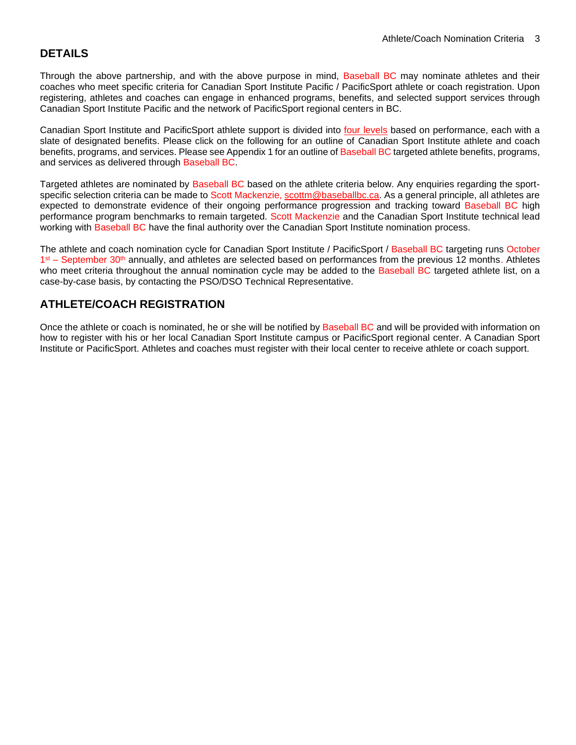## DETAILS

Through the above partnership, and with the above purpose in mind, Baseball BC may nominate athletes and their coaches who meet specific criteria for Canadian Sport Institute Pacific / PacificSport athlete or coach registration. Upon registering, athletes and coaches can engage in enhanced programs, benefits, and selected support services through Canadian Sport Institute Pacific and the network of PacificSport regional centers in BC.

Canadian Sport Institute and PacificSport athlete support is divided into four levels based on performance, each with a slate of designated benefits. Please click on the following for an outline of Canadian Sport Institute athlete and coach benefits, programs, and services. Please see Appendix 1 for an outline of Baseball BC targeted athlete benefits, programs, and services as delivered through Baseball BC.

Targeted athletes are nominated by Baseball BC based on the athlete criteria below. Any enquiries regarding the sport-specific selection criteria can be made to Scott Mackenzie, scottm@baseballbc.ca. As a general principle, all athletes are expected to demonstrate evidence of their ongoing performance progression and tracking toward Baseball BC high performance program benchmarks to remain targeted. Scott Mackenzie and the Canadian Sport Institute technical lead working with Baseball BC have the final authority over the Canadian Sport Institute nomination process.

The athlete and coach nomination cycle for Canadian Sport Institute / PacificSport / Baseball BC targeting runs October 1st – September 30th annually, and athletes are selected based on performances from the previous 12 months. Athletes who meet criteria throughout the annual nomination cycle may be added to the Baseball BC targeted athlete list, on a case-by-case basis, by contacting the PSO/DSO Technical Representative.

## ATHLETE/COACH REGISTRATION

Once the athlete or coach is nominated, he or she will be notified by Baseball BC and will be provided with information on how to register with his or her local Canadian Sport Institute campus or PacificSport regional center. A Canadian Sport Institute or PacificSport. Athletes and coaches must register with their local center to receive athlete or coach support.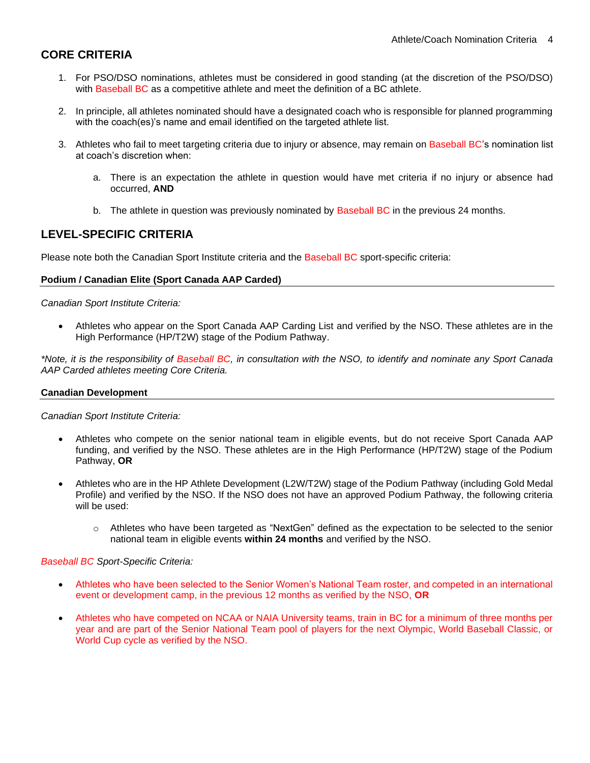## CORE CRITERIA

1. For PSO/DSO nominations, athletes must be considered in good standing (at the discretion of the PSO/DSO) with Baseball BC as a competitive athlete and meet the definition of a BC athlete.

2. In principle, all athletes nominated should have a designated coach who is responsible for planned programming with the coach(es)'s name and email identified on the targeted athlete list.

3. Athletes who fail to meet targeting criteria due to injury or absence, may remain on Baseball BC's nomination list at coach's discretion when:

    a. There is an expectation the athlete in question would have met criteria if no injury or absence had occurred, **AND**

    b. The athlete in question was previously nominated by Baseball BC in the previous 24 months.

## LEVEL-SPECIFIC CRITERIA

Please note both the Canadian Sport Institute criteria and the Baseball BC sport-specific criteria:

### Podium / Canadian Elite (Sport Canada AAP Carded)

*Canadian Sport Institute Criteria:*

- Athletes who appear on the Sport Canada AAP Carding List and verified by the NSO. These athletes are in the High Performance (HP/T2W) stage of the Podium Pathway.

*\*Note, it is the responsibility of Baseball BC, in consultation with the NSO, to identify and nominate any Sport Canada AAP Carded athletes meeting Core Criteria.*

### Canadian Development

*Canadian Sport Institute Criteria:*

- Athletes who compete on the senior national team in eligible events, but do not receive Sport Canada AAP funding, and verified by the NSO. These athletes are in the High Performance (HP/T2W) stage of the Podium Pathway, **OR**

- Athletes who are in the HP Athlete Development (L2W/T2W) stage of the Podium Pathway (including Gold Medal Profile) and verified by the NSO. If the NSO does not have an approved Podium Pathway, the following criteria will be used:
    - Athletes who have been targeted as "NextGen" defined as the expectation to be selected to the senior national team in eligible events **within 24 months** and verified by the NSO.

*Baseball BC Sport-Specific Criteria:*

- Athletes who have been selected to the Senior Women's National Team roster, and competed in an international event or development camp, in the previous 12 months as verified by the NSO, **OR**

- Athletes who have competed on NCAA or NAIA University teams, train in BC for a minimum of three months per year and are part of the Senior National Team pool of players for the next Olympic, World Baseball Classic, or World Cup cycle as verified by the NSO.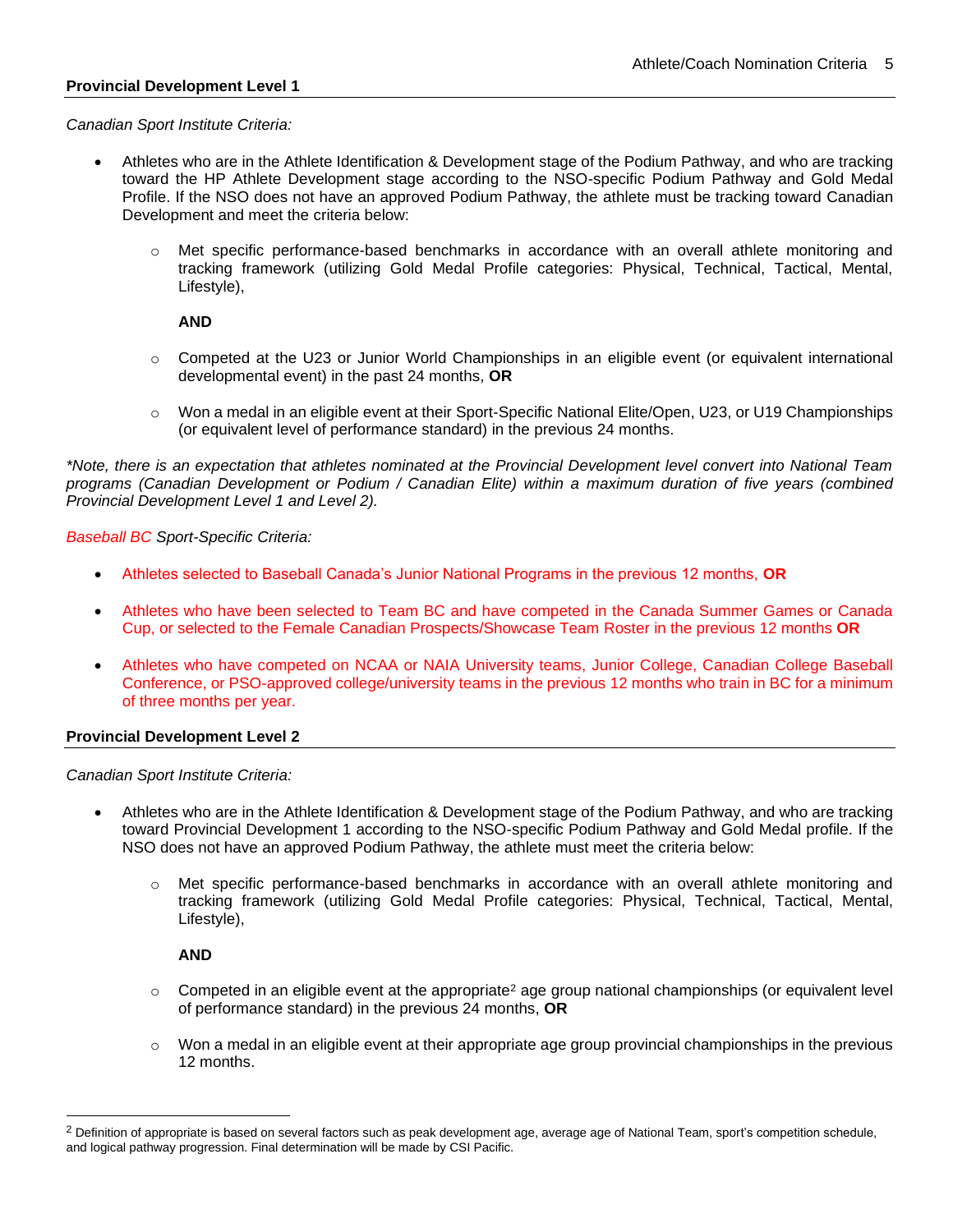## Provincial Development Level 1

*Canadian Sport Institute Criteria:*

- Athletes who are in the Athlete Identification & Development stage of the Podium Pathway, and who are tracking toward the HP Athlete Development stage according to the NSO-specific Podium Pathway and Gold Medal Profile. If the NSO does not have an approved Podium Pathway, the athlete must be tracking toward Canadian Development and meet the criteria below:
  - Met specific performance-based benchmarks in accordance with an overall athlete monitoring and tracking framework (utilizing Gold Medal Profile categories: Physical, Technical, Tactical, Mental, Lifestyle),

    **AND**

  - Competed at the U23 or Junior World Championships in an eligible event (or equivalent international developmental event) in the past 24 months, **OR**
  - Won a medal in an eligible event at their Sport-Specific National Elite/Open, U23, or U19 Championships (or equivalent level of performance standard) in the previous 24 months.

*\*Note, there is an expectation that athletes nominated at the Provincial Development level convert into National Team programs (Canadian Development or Podium / Canadian Elite) within a maximum duration of five years (combined Provincial Development Level 1 and Level 2).*

*Baseball BC Sport-Specific Criteria:*

- Athletes selected to Baseball Canada's Junior National Programs in the previous 12 months, **OR**
- Athletes who have been selected to Team BC and have competed in the Canada Summer Games or Canada Cup, or selected to the Female Canadian Prospects/Showcase Team Roster in the previous 12 months **OR**
- Athletes who have competed on NCAA or NAIA University teams, Junior College, Canadian College Baseball Conference, or PSO-approved college/university teams in the previous 12 months who train in BC for a minimum of three months per year.

## Provincial Development Level 2

*Canadian Sport Institute Criteria:*

- Athletes who are in the Athlete Identification & Development stage of the Podium Pathway, and who are tracking toward Provincial Development 1 according to the NSO-specific Podium Pathway and Gold Medal profile. If the NSO does not have an approved Podium Pathway, the athlete must meet the criteria below:
  - Met specific performance-based benchmarks in accordance with an overall athlete monitoring and tracking framework (utilizing Gold Medal Profile categories: Physical, Technical, Tactical, Mental, Lifestyle),

    **AND**

  - Competed in an eligible event at the appropriate[2] age group national championships (or equivalent level of performance standard) in the previous 24 months, **OR**
  - Won a medal in an eligible event at their appropriate age group provincial championships in the previous 12 months.

[2] Definition of appropriate is based on several factors such as peak development age, average age of National Team, sport's competition schedule, and logical pathway progression. Final determination will be made by CSI Pacific.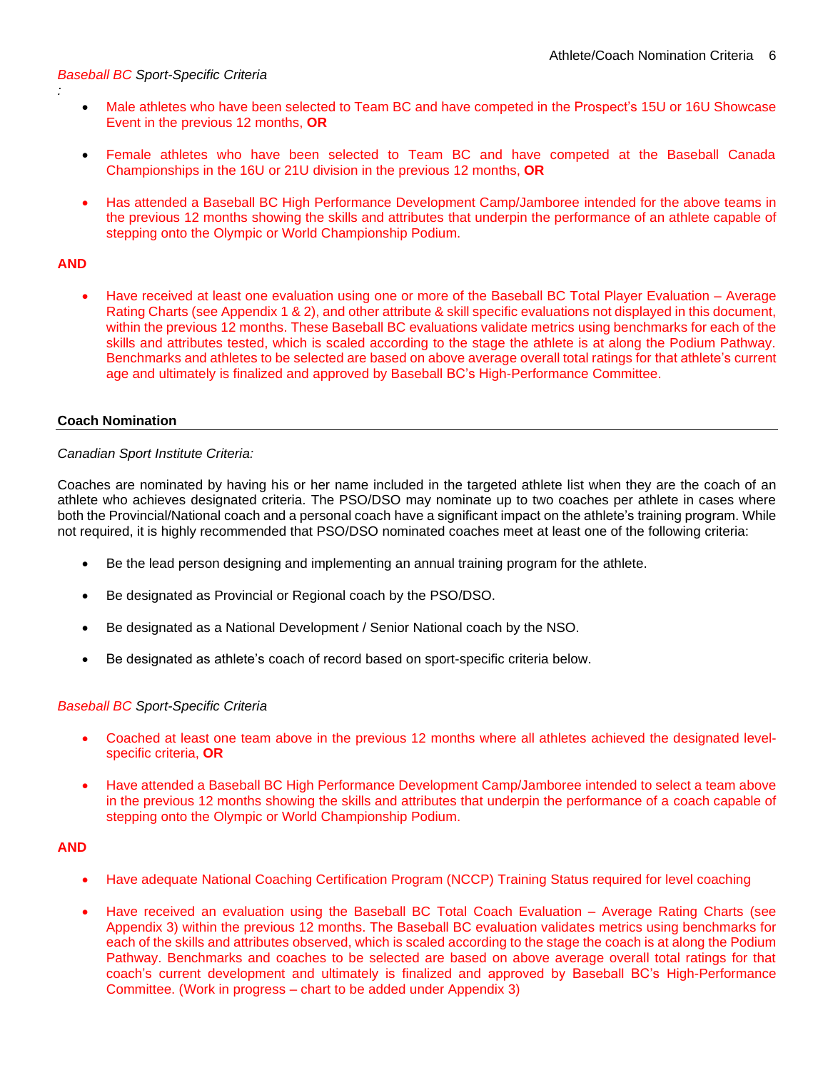*Baseball BC Sport-Specific Criteria*

:

- Male athletes who have been selected to Team BC and have competed in the Prospect's 15U or 16U Showcase Event in the previous 12 months, **OR**

- Female athletes who have been selected to Team BC and have competed at the Baseball Canada Championships in the 16U or 21U division in the previous 12 months, **OR**

- Has attended a Baseball BC High Performance Development Camp/Jamboree intended for the above teams in the previous 12 months showing the skills and attributes that underpin the performance of an athlete capable of stepping onto the Olympic or World Championship Podium.

**AND**

- Have received at least one evaluation using one or more of the Baseball BC Total Player Evaluation – Average Rating Charts (see Appendix 1 & 2), and other attribute & skill specific evaluations not displayed in this document, within the previous 12 months. These Baseball BC evaluations validate metrics using benchmarks for each of the skills and attributes tested, which is scaled according to the stage the athlete is at along the Podium Pathway. Benchmarks and athletes to be selected are based on above average overall total ratings for that athlete's current age and ultimately is finalized and approved by Baseball BC's High-Performance Committee.

## Coach Nomination

*Canadian Sport Institute Criteria:*

Coaches are nominated by having his or her name included in the targeted athlete list when they are the coach of an athlete who achieves designated criteria. The PSO/DSO may nominate up to two coaches per athlete in cases where both the Provincial/National coach and a personal coach have a significant impact on the athlete's training program. While not required, it is highly recommended that PSO/DSO nominated coaches meet at least one of the following criteria:

- Be the lead person designing and implementing an annual training program for the athlete.

- Be designated as Provincial or Regional coach by the PSO/DSO.

- Be designated as a National Development / Senior National coach by the NSO.

- Be designated as athlete's coach of record based on sport-specific criteria below.

*Baseball BC Sport-Specific Criteria*

- Coached at least one team above in the previous 12 months where all athletes achieved the designated level-specific criteria, **OR**

- Have attended a Baseball BC High Performance Development Camp/Jamboree intended to select a team above in the previous 12 months showing the skills and attributes that underpin the performance of a coach capable of stepping onto the Olympic or World Championship Podium.

**AND**

- Have adequate National Coaching Certification Program (NCCP) Training Status required for level coaching

- Have received an evaluation using the Baseball BC Total Coach Evaluation – Average Rating Charts (see Appendix 3) within the previous 12 months. The Baseball BC evaluation validates metrics using benchmarks for each of the skills and attributes observed, which is scaled according to the stage the coach is at along the Podium Pathway. Benchmarks and coaches to be selected are based on above average overall total ratings for that coach's current development and ultimately is finalized and approved by Baseball BC's High-Performance Committee. (Work in progress – chart to be added under Appendix 3)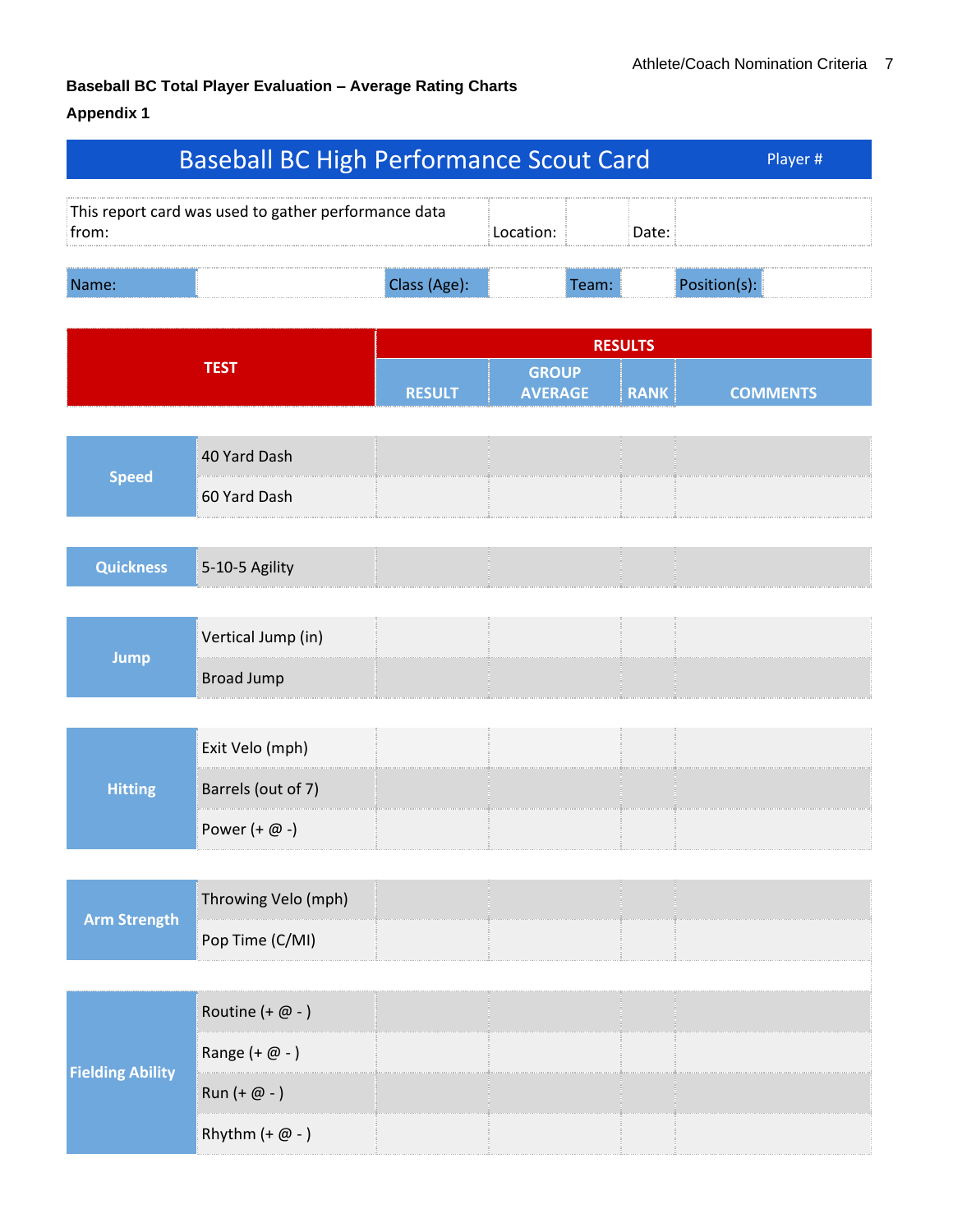**Baseball BC Total Player Evaluation – Average Rating Charts**

**Appendix 1**

## Baseball BC High Performance Scout Card

Player #

| This report card was used to gather performance data from: | Location: | | Date: | |
|---|---|---|---|---|

| Name: | | Class (Age): | | Team: | | Position(s): | |
|---|---|---|---|---|---|---|---|

| TEST | | RESULTS | | | |
|---|---|---|---|---|---|
| | | RESULT | GROUP AVERAGE | RANK | COMMENTS |
| Speed | 40 Yard Dash | | | | |
| | 60 Yard Dash | | | | |
| Quickness | 5-10-5 Agility | | | | |
| Jump | Vertical Jump (in) | | | | |
| | Broad Jump | | | | |
| Hitting | Exit Velo (mph) | | | | |
| | Barrels (out of 7) | | | | |
| | Power (+ @ -) | | | | |
| Arm Strength | Throwing Velo (mph) | | | | |
| | Pop Time (C/MI) | | | | |
| Fielding Ability | Routine (+ @ - ) | | | | |
| | Range (+ @ - ) | | | | |
| | Run (+ @ - ) | | | | |
| | Rhythm (+ @ - ) | | | | |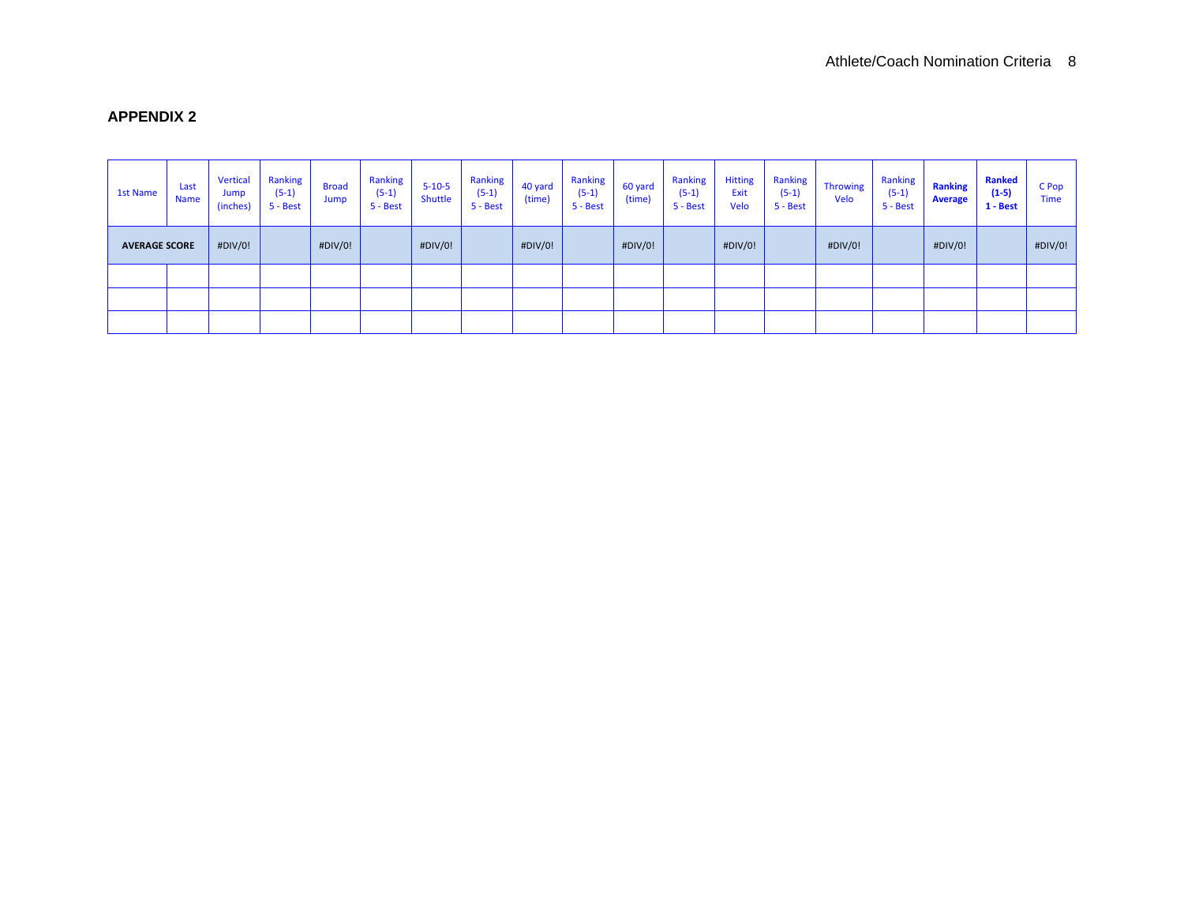## APPENDIX 2

| 1st Name | Last Name | Vertical Jump (inches) | Ranking (5-1) 5 - Best | Broad Jump | Ranking (5-1) 5 - Best | 5-10-5 Shuttle | Ranking (5-1) 5 - Best | 40 yard (time) | Ranking (5-1) 5 - Best | 60 yard (time) | Ranking (5-1) 5 - Best | Hitting Exit Velo | Ranking (5-1) 5 - Best | Throwing Velo | Ranking (5-1) 5 - Best | **Ranking Average** | **Ranked (1-5) 1 - Best** | C Pop Time |
|---|---|---|---|---|---|---|---|---|---|---|---|---|---|---|---|---|---|---|
| **AVERAGE SCORE** | | #DIV/0! | | #DIV/0! | | #DIV/0! | | #DIV/0! | | #DIV/0! | | #DIV/0! | | #DIV/0! | | #DIV/0! | | #DIV/0! |
| | | | | | | | | | | | | | | | | | | |
| | | | | | | | | | | | | | | | | | | |
| | | | | | | | | | | | | | | | | | | |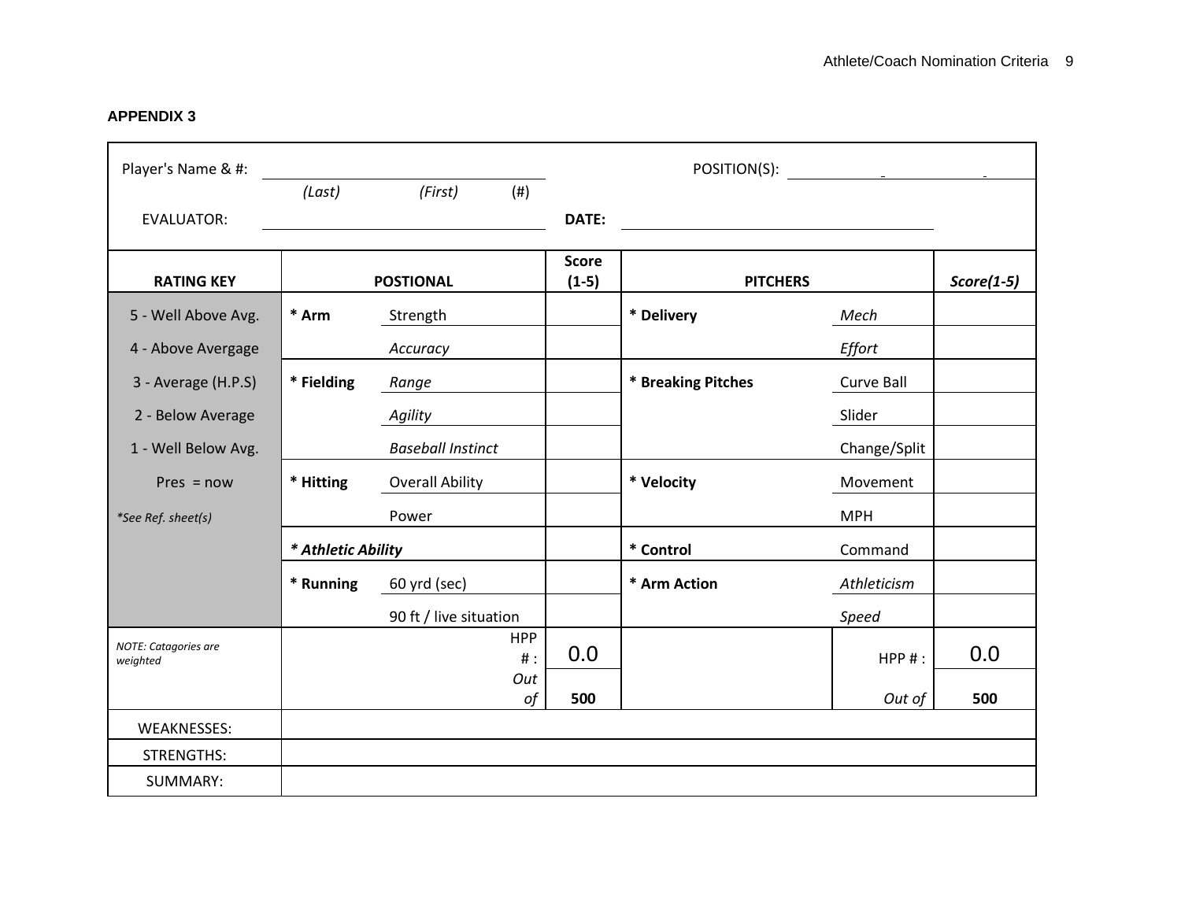**APPENDIX 3**

Player's Name & #: ______________________ (Last) (First) (#)

POSITION(S): ______________________

EVALUATOR: ______________________

**DATE:** ______________________

| **RATING KEY** | **POSTIONAL** | | **Score (1-5)** | **PITCHERS** | | ***Score(1-5)*** |
|---|---|---|---|---|---|---|
| 5 - Well Above Avg. | **\* Arm** | Strength | | **\* Delivery** | *Mech* | |
| 4 - Above Avergage | | *Accuracy* | | | *Effort* | |
| 3 - Average (H.P.S) | **\* Fielding** | *Range* | | **\* Breaking Pitches** | Curve Ball | |
| 2 - Below Average | | *Agility* | | | Slider | |
| 1 - Well Below Avg. | | *Baseball Instinct* | | | Change/Split | |
| Pres = now | **\* Hitting** | Overall Ability | | **\* Velocity** | Movement | |
| *\*See Ref. sheet(s)* | | Power | | | MPH | |
| | ***\* Athletic Ability*** | | | **\* Control** | Command | |
| | **\* Running** | 60 yrd (sec) | | **\* Arm Action** | *Athleticism* | |
| | | 90 ft / live situation | | | *Speed* | |
| *NOTE: Catagories are weighted* | | HPP # : | 0.0 | | HPP # : | 0.0 |
| | | *Out of* | **500** | | *Out of* | **500** |
| WEAKNESSES: | | | | | | |
| STRENGTHS: | | | | | | |
| SUMMARY: | | | | | | |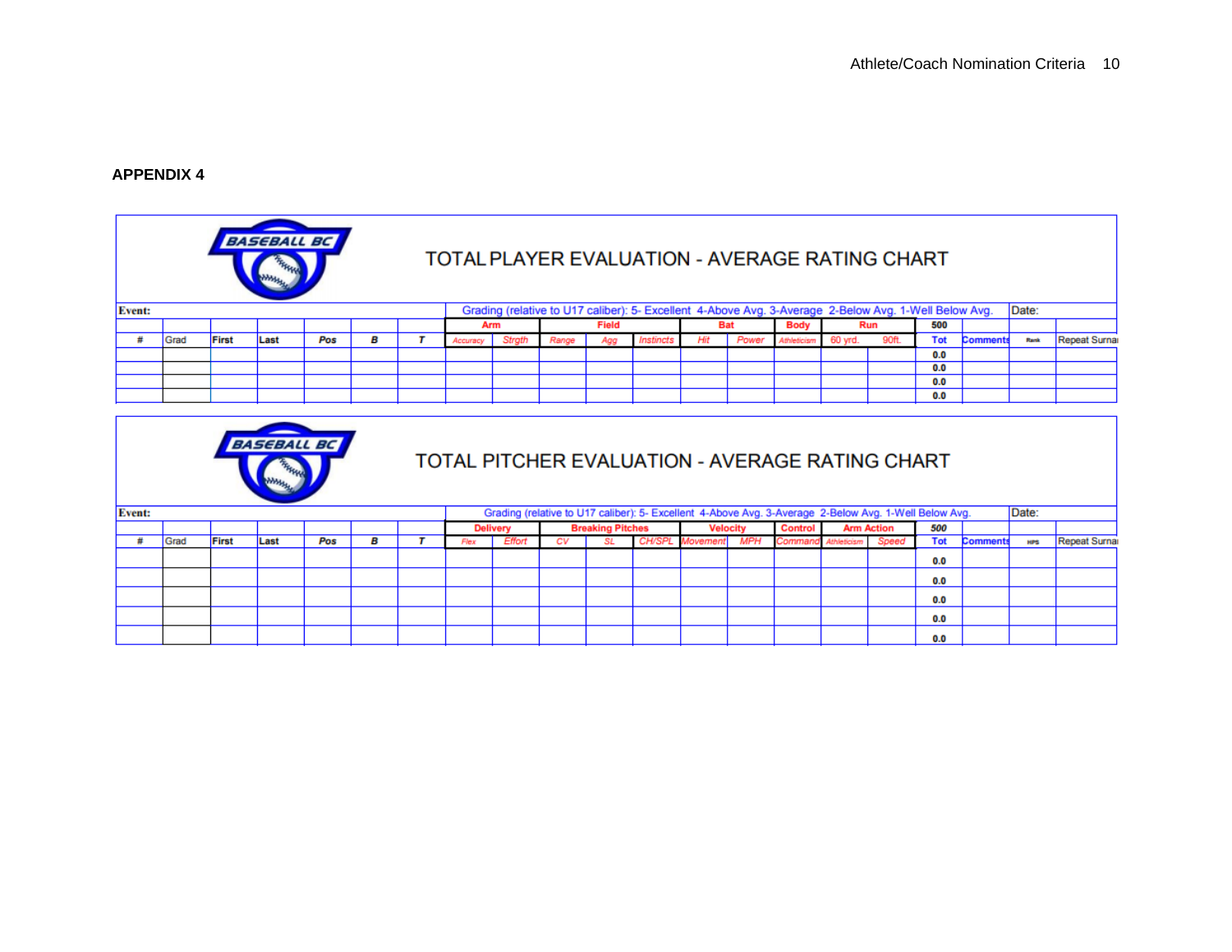## APPENDIX 4

BASEBALL BC

**TOTAL PLAYER EVALUATION - AVERAGE RATING CHART**

| Event: | | | | | | | Grading (relative to U17 caliber): 5- Excellent 4-Above Avg. 3-Average 2-Below Avg. 1-Well Below Avg. | | | | | | | | | | | | Date: | |
|---|---|---|---|---|---|---|---|---|---|---|---|---|---|---|---|---|---|---|---|---|
| | | | | | | | Arm | | Field | | | Bat | | Body | Run | | 500 | | | |
| # | Grad | First | Last | Pos | B | T | Accuracy | Strgth | Range | Agg | Instincts | Hit | Power | Athleticism | 60 yrd. | 90ft. | Tot | Comments | Rank | Repeat Surna |
| | | | | | | | | | | | | | | | | | 0.0 | | | |
| | | | | | | | | | | | | | | | | | 0.0 | | | |
| | | | | | | | | | | | | | | | | | 0.0 | | | |
| | | | | | | | | | | | | | | | | | 0.0 | | | |

BASEBALL BC

**TOTAL PITCHER EVALUATION - AVERAGE RATING CHART**

| Event: | | | | | | | Grading (relative to U17 caliber): 5- Excellent 4-Above Avg. 3-Average 2-Below Avg. 1-Well Below Avg. | | | | | | | | | | | | Date: | |
|---|---|---|---|---|---|---|---|---|---|---|---|---|---|---|---|---|---|---|---|---|
| | | | | | | | Delivery | | Breaking Pitches | | | Velocity | | Control | Arm Action | | 500 | | | |
| # | Grad | First | Last | Pos | B | T | Flex | Effort | CV | SL | CH/SPL | Movement | MPH | Command | Athleticism | Speed | Tot | Comments | HPS | Repeat Surna |
| | | | | | | | | | | | | | | | | | 0.0 | | | |
| | | | | | | | | | | | | | | | | | 0.0 | | | |
| | | | | | | | | | | | | | | | | | 0.0 | | | |
| | | | | | | | | | | | | | | | | | 0.0 | | | |
| | | | | | | | | | | | | | | | | | 0.0 | | | |